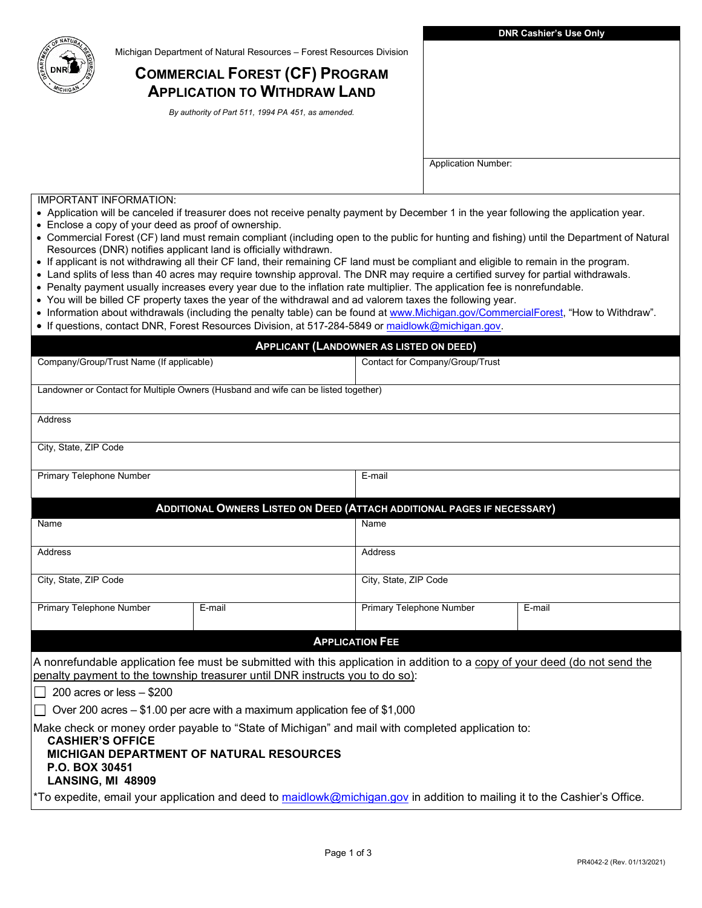Michigan Department of Natural Resources – Forest Resources Division

# COMMERCIAL FOREST (CF) PROGRAM APPLICATION TO WITHDRAW LAND

*By authority of Part 511, 1994 PA 451, as amended.*

| DNR Cashier's Use Only |
|---|
| |
| Application Number: |

IMPORTANT INFORMATION:

- Application will be canceled if treasurer does not receive penalty payment by December 1 in the year following the application year.
- Enclose a copy of your deed as proof of ownership.
- Commercial Forest (CF) land must remain compliant (including open to the public for hunting and fishing) until the Department of Natural Resources (DNR) notifies applicant land is officially withdrawn.
- If applicant is not withdrawing all their CF land, their remaining CF land must be compliant and eligible to remain in the program.
- Land splits of less than 40 acres may require township approval. The DNR may require a certified survey for partial withdrawals.
- Penalty payment usually increases every year due to the inflation rate multiplier. The application fee is nonrefundable.
- You will be billed CF property taxes the year of the withdrawal and ad valorem taxes the following year.
- Information about withdrawals (including the penalty table) can be found at www.Michigan.gov/CommercialForest, "How to Withdraw".
- If questions, contact DNR, Forest Resources Division, at 517-284-5849 or maidlowk@michigan.gov.

## APPLICANT (LANDOWNER AS LISTED ON DEED)

| Company/Group/Trust Name (If applicable) | Contact for Company/Group/Trust |
|---|---|
| Landowner or Contact for Multiple Owners (Husband and wife can be listed together) | |
| Address | |
| City, State, ZIP Code | |
| Primary Telephone Number | E-mail |

## ADDITIONAL OWNERS LISTED ON DEED (ATTACH ADDITIONAL PAGES IF NECESSARY)

| Name | | Name | |
|---|---|---|---|
| Address | | Address | |
| City, State, ZIP Code | | City, State, ZIP Code | |
| Primary Telephone Number | E-mail | Primary Telephone Number | E-mail |

## APPLICATION FEE

A nonrefundable application fee must be submitted with this application in addition to a copy of your deed (do not send the penalty payment to the township treasurer until DNR instructs you to do so):

- ☐ 200 acres or less – $200
- ☐ Over 200 acres – $1.00 per acre with a maximum application fee of $1,000

Make check or money order payable to "State of Michigan" and mail with completed application to:

**CASHIER'S OFFICE**
**MICHIGAN DEPARTMENT OF NATURAL RESOURCES**
**P.O. BOX 30451**
**LANSING, MI 48909**

*To expedite, email your application and deed to maidlowk@michigan.gov in addition to mailing it to the Cashier's Office.

PR4042-2 (Rev. 01/13/2021)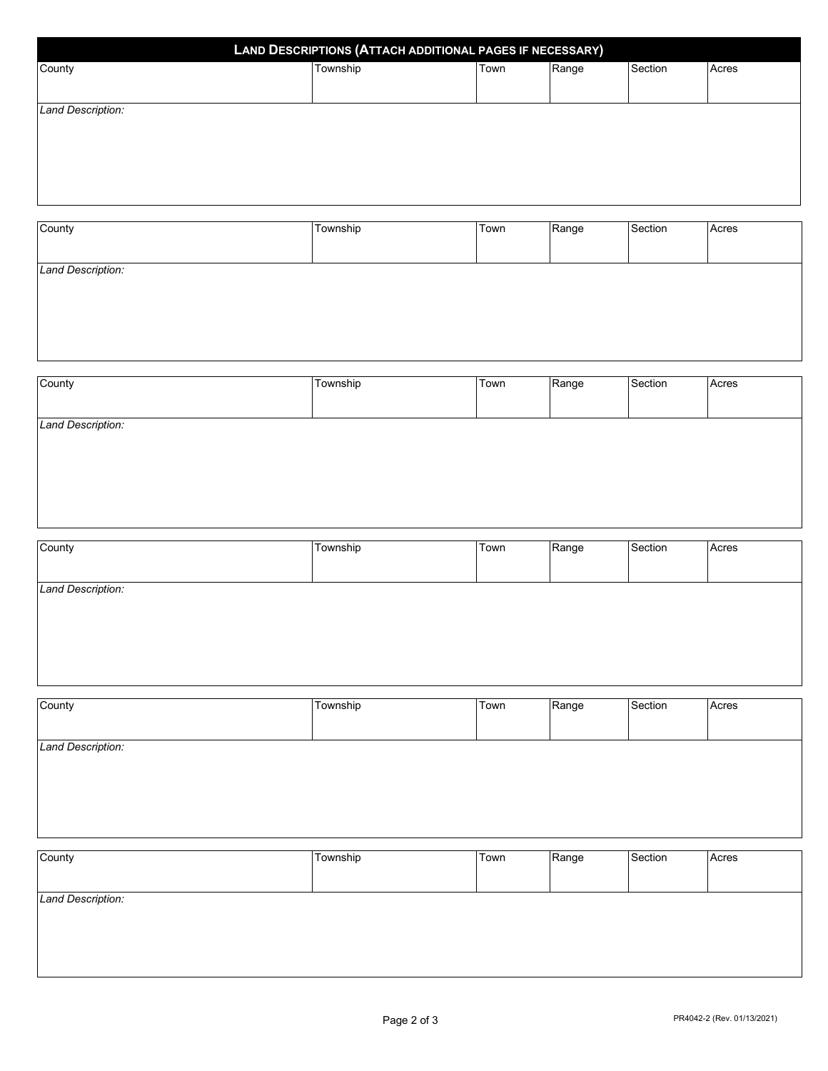## LAND DESCRIPTIONS (ATTACH ADDITIONAL PAGES IF NECESSARY)

| County | Township | Town | Range | Section | Acres |
|---|---|---|---|---|---|
| | | | | | |

*Land Description:*

| County | Township | Town | Range | Section | Acres |
|---|---|---|---|---|---|
| | | | | | |

*Land Description:*

| County | Township | Town | Range | Section | Acres |
|---|---|---|---|---|---|
| | | | | | |

*Land Description:*

| County | Township | Town | Range | Section | Acres |
|---|---|---|---|---|---|
| | | | | | |

*Land Description:*

| County | Township | Town | Range | Section | Acres |
|---|---|---|---|---|---|
| | | | | | |

*Land Description:*

| County | Township | Town | Range | Section | Acres |
|---|---|---|---|---|---|
| | | | | | |

*Land Description:*

PR4042-2 (Rev. 01/13/2021)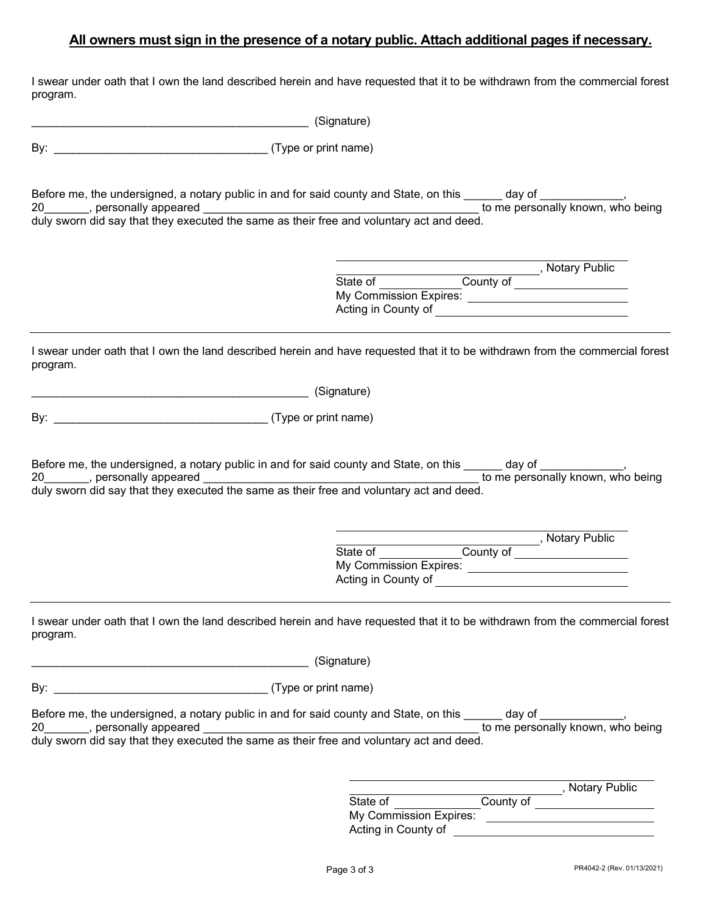**All owners must sign in the presence of a notary public. Attach additional pages if necessary.**

I swear under oath that I own the land described herein and have requested that it to be withdrawn from the commercial forest program.

_____________________________________________ (Signature)

By: __________________________________ (Type or print name)

Before me, the undersigned, a notary public in and for said county and State, on this ______ day of _____________, 20_______, personally appeared ____________________________________________ to me personally known, who being duly sworn did say that they executed the same as their free and voluntary act and deed.

__________________________________, Notary Public
State of _____________ County of ________________
My Commission Expires: ________________________
Acting in County of ____________________________

---

I swear under oath that I own the land described herein and have requested that it to be withdrawn from the commercial forest program.

_____________________________________________ (Signature)

By: __________________________________ (Type or print name)

Before me, the undersigned, a notary public in and for said county and State, on this ______ day of _____________, 20_______, personally appeared ____________________________________________ to me personally known, who being duly sworn did say that they executed the same as their free and voluntary act and deed.

__________________________________, Notary Public
State of _____________ County of ________________
My Commission Expires: ________________________
Acting in County of ____________________________

---

I swear under oath that I own the land described herein and have requested that it to be withdrawn from the commercial forest program.

_____________________________________________ (Signature)

By: __________________________________ (Type or print name)

Before me, the undersigned, a notary public in and for said county and State, on this ______ day of _____________, 20_______, personally appeared ____________________________________________ to me personally known, who being duly sworn did say that they executed the same as their free and voluntary act and deed.

__________________________________, Notary Public
State of _____________ County of ________________
My Commission Expires: ________________________
Acting in County of ____________________________

PR4042-2 (Rev. 01/13/2021)